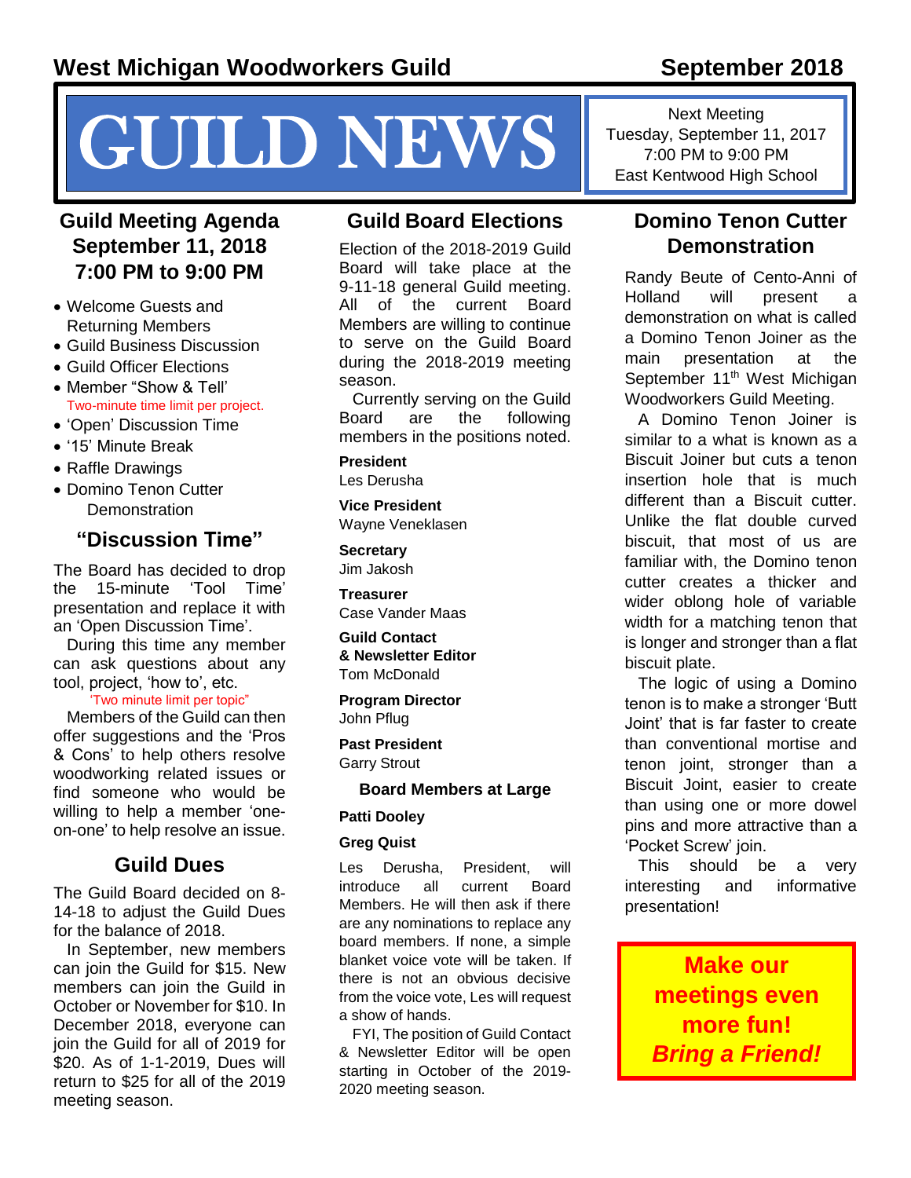# West Michigan Woodworkers Guild

**September 2018**

# GUILD NEWS

Next Meeting
Tuesday, September 11, 2017
7:00 PM to 9:00 PM
East Kentwood High School

## Guild Meeting Agenda September 11, 2018 7:00 PM to 9:00 PM

- Welcome Guests and Returning Members
- Guild Business Discussion
- Guild Officer Elections
- Member "Show & Tell'
  Two-minute time limit per project.
- 'Open' Discussion Time
- '15' Minute Break
- Raffle Drawings
- Domino Tenon Cutter Demonstration

## "Discussion Time"

The Board has decided to drop the 15-minute 'Tool Time' presentation and replace it with an 'Open Discussion Time'.

During this time any member can ask questions about any tool, project, 'how to', etc.

'Two minute limit per topic"

Members of the Guild can then offer suggestions and the 'Pros & Cons' to help others resolve woodworking related issues or find someone who would be willing to help a member 'one-on-one' to help resolve an issue.

## Guild Dues

The Guild Board decided on 8-14-18 to adjust the Guild Dues for the balance of 2018.

In September, new members can join the Guild for $15. New members can join the Guild in October or November for $10. In December 2018, everyone can join the Guild for all of 2019 for $20. As of 1-1-2019, Dues will return to $25 for all of the 2019 meeting season.

## Guild Board Elections

Election of the 2018-2019 Guild Board will take place at the 9-11-18 general Guild meeting. All of the current Board Members are willing to continue to serve on the Guild Board during the 2018-2019 meeting season.

Currently serving on the Guild Board are the following members in the positions noted.

**President**
Les Derusha

**Vice President**
Wayne Veneklasen

**Secretary**
Jim Jakosh

**Treasurer**
Case Vander Maas

**Guild Contact & Newsletter Editor**
Tom McDonald

**Program Director**
John Pflug

**Past President**
Garry Strout

**Board Members at Large**

**Patti Dooley**

**Greg Quist**

Les Derusha, President, will introduce all current Board Members. He will then ask if there are any nominations to replace any board members. If none, a simple blanket voice vote will be taken. If there is not an obvious decisive from the voice vote, Les will request a show of hands.

FYI, The position of Guild Contact & Newsletter Editor will be open starting in October of the 2019-2020 meeting season.

## Domino Tenon Cutter Demonstration

Randy Beute of Cento-Anni of Holland will present a demonstration on what is called a Domino Tenon Joiner as the main presentation at the September 11th West Michigan Woodworkers Guild Meeting.

A Domino Tenon Joiner is similar to a what is known as a Biscuit Joiner but cuts a tenon insertion hole that is much different than a Biscuit cutter. Unlike the flat double curved biscuit, that most of us are familiar with, the Domino tenon cutter creates a thicker and wider oblong hole of variable width for a matching tenon that is longer and stronger than a flat biscuit plate.

The logic of using a Domino tenon is to make a stronger 'Butt Joint' that is far faster to create than conventional mortise and tenon joint, stronger than a Biscuit Joint, easier to create than using one or more dowel pins and more attractive than a 'Pocket Screw' join.

This should be a very interesting and informative presentation!

**Make our meetings even more fun!**
***Bring a Friend!***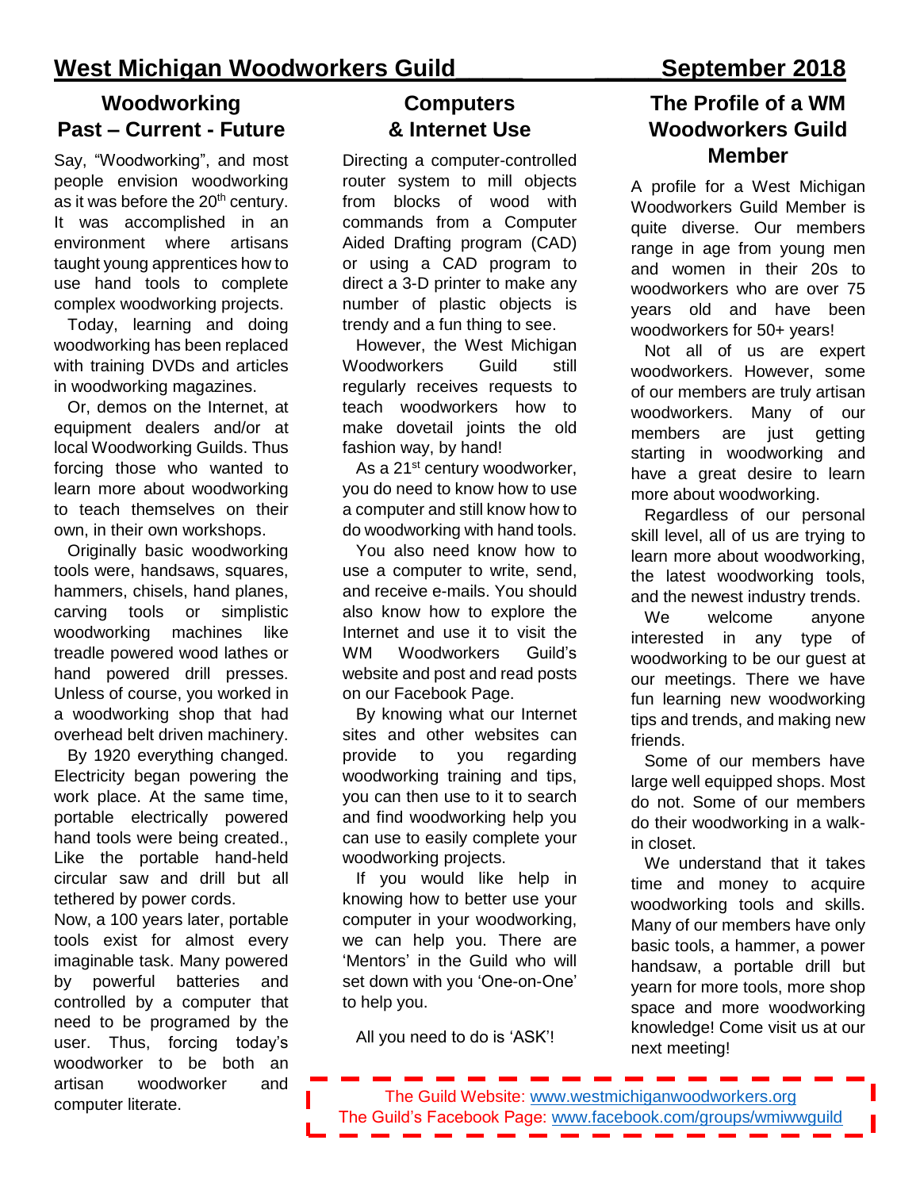# West Michigan Woodworkers Guild September 2018

## Woodworking Past – Current - Future

Say, "Woodworking", and most people envision woodworking as it was before the 20th century. It was accomplished in an environment where artisans taught young apprentices how to use hand tools to complete complex woodworking projects.

Today, learning and doing woodworking has been replaced with training DVDs and articles in woodworking magazines.

Or, demos on the Internet, at equipment dealers and/or at local Woodworking Guilds. Thus forcing those who wanted to learn more about woodworking to teach themselves on their own, in their own workshops.

Originally basic woodworking tools were, handsaws, squares, hammers, chisels, hand planes, carving tools or simplistic woodworking machines like treadle powered wood lathes or hand powered drill presses. Unless of course, you worked in a woodworking shop that had overhead belt driven machinery.

By 1920 everything changed. Electricity began powering the work place. At the same time, portable electrically powered hand tools were being created., Like the portable hand-held circular saw and drill but all tethered by power cords.

Now, a 100 years later, portable tools exist for almost every imaginable task. Many powered by powerful batteries and controlled by a computer that need to be programed by the user. Thus, forcing today's woodworker to be both an artisan woodworker and computer literate.

## Computers & Internet Use

Directing a computer-controlled router system to mill objects from blocks of wood with commands from a Computer Aided Drafting program (CAD) or using a CAD program to direct a 3-D printer to make any number of plastic objects is trendy and a fun thing to see.

However, the West Michigan Woodworkers Guild still regularly receives requests to teach woodworkers how to make dovetail joints the old fashion way, by hand!

As a 21st century woodworker, you do need to know how to use a computer and still know how to do woodworking with hand tools.

You also need know how to use a computer to write, send, and receive e-mails. You should also know how to explore the Internet and use it to visit the WM Woodworkers Guild's website and post and read posts on our Facebook Page.

By knowing what our Internet sites and other websites can provide to you regarding woodworking training and tips, you can then use to it to search and find woodworking help you can use to easily complete your woodworking projects.

If you would like help in knowing how to better use your computer in your woodworking, we can help you. There are 'Mentors' in the Guild who will set down with you 'One-on-One' to help you.

All you need to do is 'ASK'!

## The Profile of a WM Woodworkers Guild Member

A profile for a West Michigan Woodworkers Guild Member is quite diverse. Our members range in age from young men and women in their 20s to woodworkers who are over 75 years old and have been woodworkers for 50+ years!

Not all of us are expert woodworkers. However, some of our members are truly artisan woodworkers. Many of our members are just getting starting in woodworking and have a great desire to learn more about woodworking.

Regardless of our personal skill level, all of us are trying to learn more about woodworking, the latest woodworking tools, and the newest industry trends.

We welcome anyone interested in any type of woodworking to be our guest at our meetings. There we have fun learning new woodworking tips and trends, and making new friends.

Some of our members have large well equipped shops. Most do not. Some of our members do their woodworking in a walk-in closet.

We understand that it takes time and money to acquire woodworking tools and skills. Many of our members have only basic tools, a hammer, a power handsaw, a portable drill but yearn for more tools, more shop space and more woodworking knowledge! Come visit us at our next meeting!

The Guild Website: www.westmichiganwoodworkers.org
The Guild's Facebook Page: www.facebook.com/groups/wmiwwguild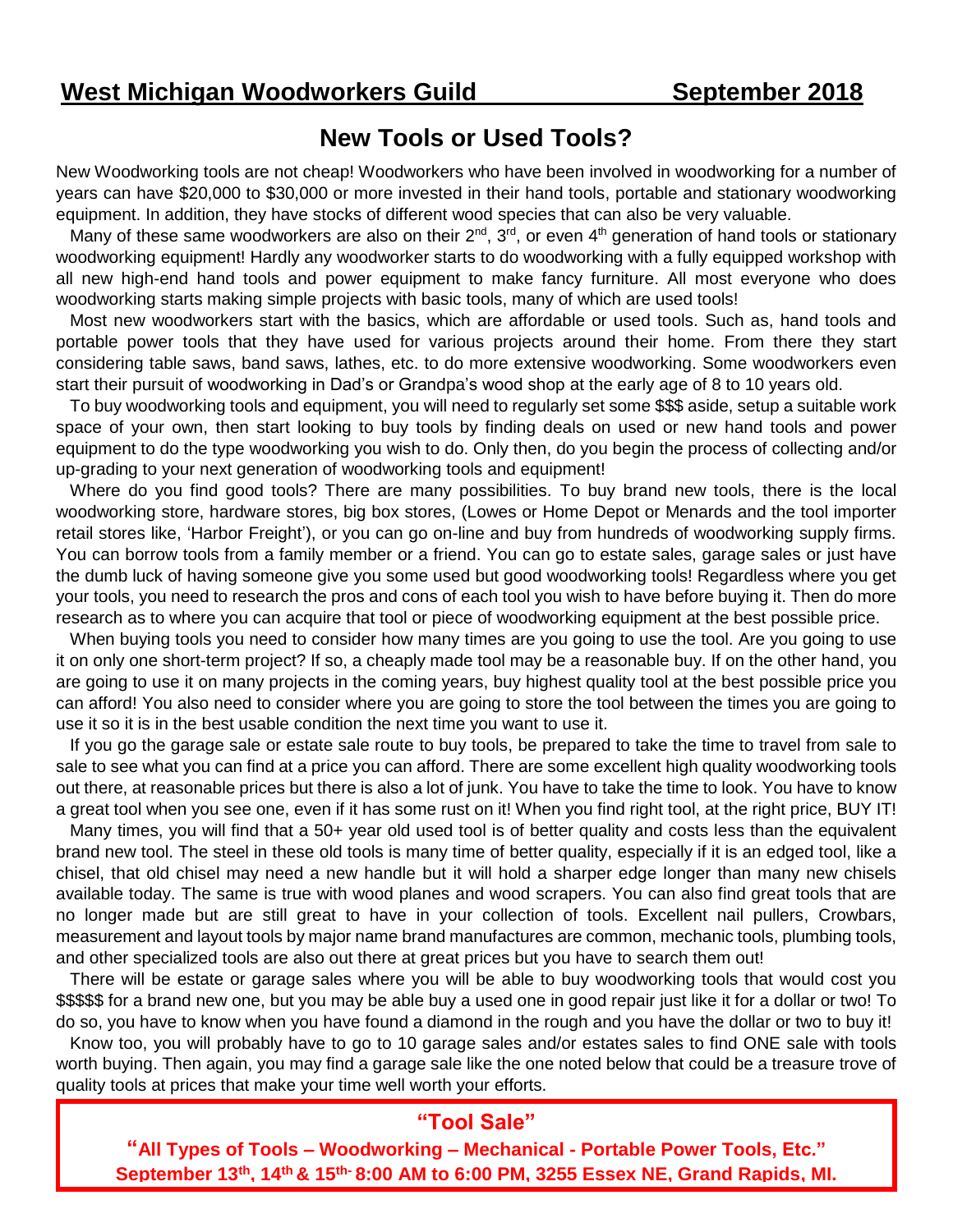## West Michigan Woodworkers Guild September 2018

# New Tools or Used Tools?

New Woodworking tools are not cheap! Woodworkers who have been involved in woodworking for a number of years can have $20,000 to $30,000 or more invested in their hand tools, portable and stationary woodworking equipment. In addition, they have stocks of different wood species that can also be very valuable.

Many of these same woodworkers are also on their 2nd, 3rd, or even 4th generation of hand tools or stationary woodworking equipment! Hardly any woodworker starts to do woodworking with a fully equipped workshop with all new high-end hand tools and power equipment to make fancy furniture. All most everyone who does woodworking starts making simple projects with basic tools, many of which are used tools!

Most new woodworkers start with the basics, which are affordable or used tools. Such as, hand tools and portable power tools that they have used for various projects around their home. From there they start considering table saws, band saws, lathes, etc. to do more extensive woodworking. Some woodworkers even start their pursuit of woodworking in Dad's or Grandpa's wood shop at the early age of 8 to 10 years old.

To buy woodworking tools and equipment, you will need to regularly set some $$$ aside, setup a suitable work space of your own, then start looking to buy tools by finding deals on used or new hand tools and power equipment to do the type woodworking you wish to do. Only then, do you begin the process of collecting and/or up-grading to your next generation of woodworking tools and equipment!

Where do you find good tools? There are many possibilities. To buy brand new tools, there is the local woodworking store, hardware stores, big box stores, (Lowes or Home Depot or Menards and the tool importer retail stores like, 'Harbor Freight'), or you can go on-line and buy from hundreds of woodworking supply firms. You can borrow tools from a family member or a friend. You can go to estate sales, garage sales or just have the dumb luck of having someone give you some used but good woodworking tools! Regardless where you get your tools, you need to research the pros and cons of each tool you wish to have before buying it. Then do more research as to where you can acquire that tool or piece of woodworking equipment at the best possible price.

When buying tools you need to consider how many times are you going to use the tool. Are you going to use it on only one short-term project? If so, a cheaply made tool may be a reasonable buy. If on the other hand, you are going to use it on many projects in the coming years, buy highest quality tool at the best possible price you can afford! You also need to consider where you are going to store the tool between the times you are going to use it so it is in the best usable condition the next time you want to use it.

If you go the garage sale or estate sale route to buy tools, be prepared to take the time to travel from sale to sale to see what you can find at a price you can afford. There are some excellent high quality woodworking tools out there, at reasonable prices but there is also a lot of junk. You have to take the time to look. You have to know a great tool when you see one, even if it has some rust on it! When you find right tool, at the right price, BUY IT!

Many times, you will find that a 50+ year old used tool is of better quality and costs less than the equivalent brand new tool. The steel in these old tools is many time of better quality, especially if it is an edged tool, like a chisel, that old chisel may need a new handle but it will hold a sharper edge longer than many new chisels available today. The same is true with wood planes and wood scrapers. You can also find great tools that are no longer made but are still great to have in your collection of tools. Excellent nail pullers, Crowbars, measurement and layout tools by major name brand manufactures are common, mechanic tools, plumbing tools, and other specialized tools are also out there at great prices but you have to search them out!

There will be estate or garage sales where you will be able to buy woodworking tools that would cost you $$$$$ for a brand new one, but you may be able buy a used one in good repair just like it for a dollar or two! To do so, you have to know when you have found a diamond in the rough and you have the dollar or two to buy it!

Know too, you will probably have to go to 10 garage sales and/or estates sales to find ONE sale with tools worth buying. Then again, you may find a garage sale like the one noted below that could be a treasure trove of quality tools at prices that make your time well worth your efforts.

**"Tool Sale"**

**"All Types of Tools – Woodworking – Mechanical - Portable Power Tools, Etc."**
**September 13th, 14th & 15th- 8:00 AM to 6:00 PM, 3255 Essex NE, Grand Rapids, MI.**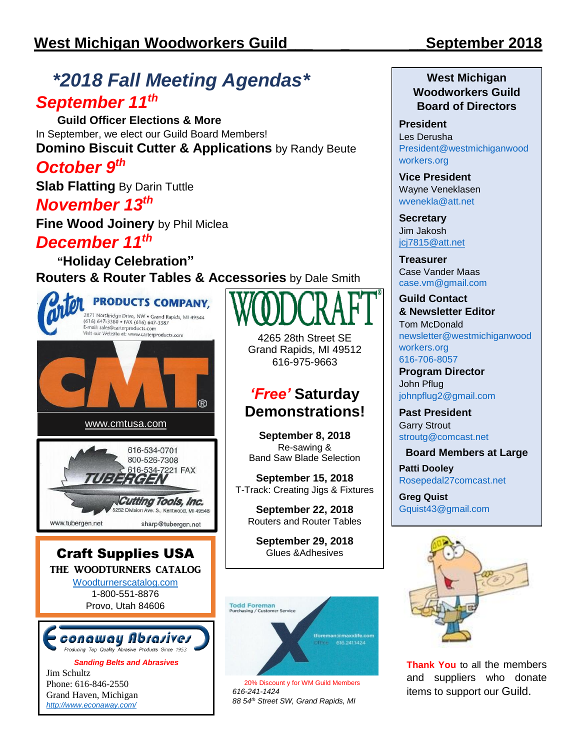# *2018 Fall Meeting Agendas*

## September 11th

**Guild Officer Elections & More**

In September, we elect our Guild Board Members!

**Domino Biscuit Cutter & Applications** by Randy Beute

## October 9th

**Slab Flatting** By Darin Tuttle

## November 13th

**Fine Wood Joinery** by Phil Miclea

## December 11th

**"Holiday Celebration"**

**Routers & Router Tables & Accessories** by Dale Smith

**Carter PRODUCTS COMPANY,**
2871 Northridge Drive, NW • Grand Rapids, MI 49544
(616) 647-3380 • FAX (616) 647-3387
E-mail: sales@carterproducts.com
Visit our Website at: www.carterproducts.com

**CMT**
www.cmtusa.com

**TUBERGEN Cutting Tools, Inc.**
616-534-0701
800-526-7308
616-534-7221 FAX
5252 Division Ave. S., Kentwood, MI 49548
www.tubergen.net sharp@tubergen.net

**Craft Supplies USA**
**THE WOODTURNERS CATALOG**
Woodturnerscatalog.com
1-800-551-8876
Provo, Utah 84606

**conaway Abrasives**
Producing Top Quality Abrasive Products Since 1953
*Sanding Belts and Abrasives*
Jim Schultz
Phone: 616-846-2550
Grand Haven, Michigan
*http://www.econaway.com/*

**WOODCRAFT**
4265 28th Street SE
Grand Rapids, MI 49512
616-975-9663

### *'Free'* Saturday Demonstrations!

**September 8, 2018**
Re-sawing &
Band Saw Blade Selection

**September 15, 2018**
T-Track: Creating Jigs & Fixtures

**September 22, 2018**
Routers and Router Tables

**September 29, 2018**
Glues &Adhesives

Todd Foreman
Purchasing / Customer Service
tforeman@maxxlife.com
Office 616.241.1424

20% Discount y for WM Guild Members
*616-241-1424*
*88 54th Street SW, Grand Rapids, MI*

### West Michigan Woodworkers Guild Board of Directors

**President**
Les Derusha
President@westmichiganwoodworkers.org

**Vice President**
Wayne Veneklasen
wvenekla@att.net

**Secretary**
Jim Jakosh
jcj7815@att.net

**Treasurer**
Case Vander Maas
case.vm@gmail.com

**Guild Contact & Newsletter Editor**
Tom McDonald
newsletter@westmichiganwoodworkers.org
616-706-8057

**Program Director**
John Pflug
johnpflug2@gmail.com

**Past President**
Garry Strout
stroutg@comcast.net

**Board Members at Large**

**Patti Dooley**
Rosepedal27comcast.net

**Greg Quist**
Gquist43@gmail.com

**Thank You** to all the members and suppliers who donate items to support our Guild.